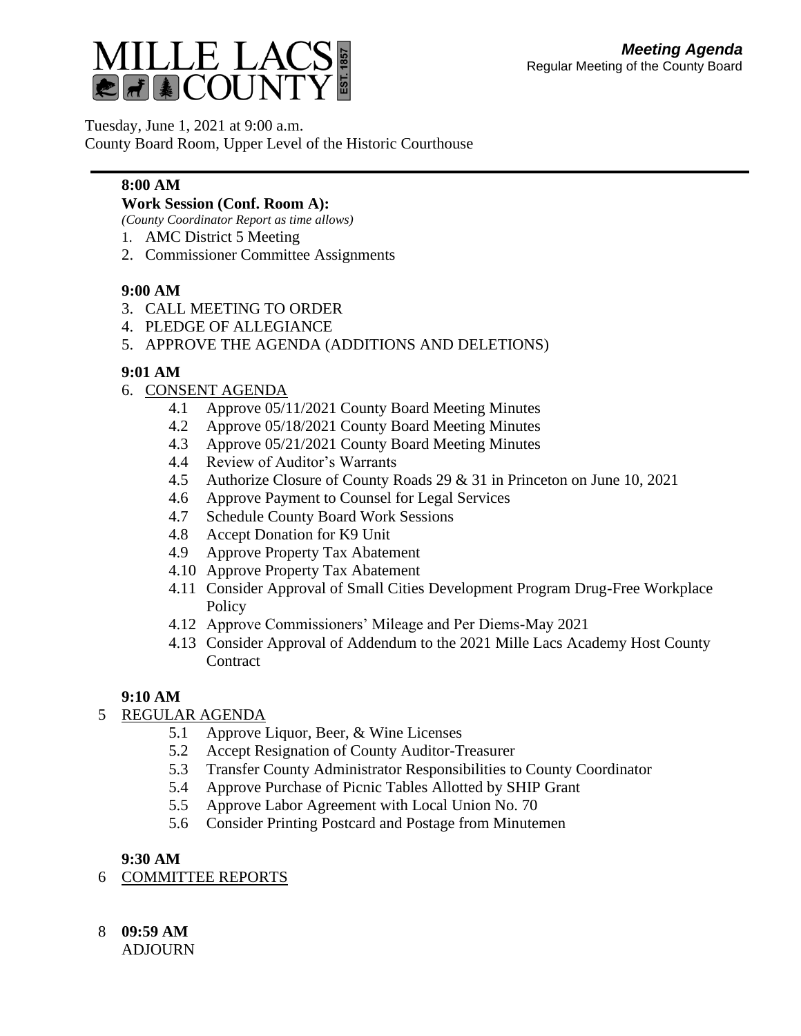# MILLE LACS COUNTY EST. 1857

***Meeting Agenda***
Regular Meeting of the County Board

Tuesday, June 1, 2021 at 9:00 a.m.
County Board Room, Upper Level of the Historic Courthouse

---

**8:00 AM**

**Work Session (Conf. Room A):**
*(County Coordinator Report as time allows)*

1. AMC District 5 Meeting
2. Commissioner Committee Assignments

**9:00 AM**

3. CALL MEETING TO ORDER
4. PLEDGE OF ALLEGIANCE
5. APPROVE THE AGENDA (ADDITIONS AND DELETIONS)

**9:01 AM**

6. CONSENT AGENDA
   - 4.1 Approve 05/11/2021 County Board Meeting Minutes
   - 4.2 Approve 05/18/2021 County Board Meeting Minutes
   - 4.3 Approve 05/21/2021 County Board Meeting Minutes
   - 4.4 Review of Auditor's Warrants
   - 4.5 Authorize Closure of County Roads 29 & 31 in Princeton on June 10, 2021
   - 4.6 Approve Payment to Counsel for Legal Services
   - 4.7 Schedule County Board Work Sessions
   - 4.8 Accept Donation for K9 Unit
   - 4.9 Approve Property Tax Abatement
   - 4.10 Approve Property Tax Abatement
   - 4.11 Consider Approval of Small Cities Development Program Drug-Free Workplace Policy
   - 4.12 Approve Commissioners' Mileage and Per Diems-May 2021
   - 4.13 Consider Approval of Addendum to the 2021 Mille Lacs Academy Host County Contract

**9:10 AM**

5 REGULAR AGENDA
   - 5.1 Approve Liquor, Beer, & Wine Licenses
   - 5.2 Accept Resignation of County Auditor-Treasurer
   - 5.3 Transfer County Administrator Responsibilities to County Coordinator
   - 5.4 Approve Purchase of Picnic Tables Allotted by SHIP Grant
   - 5.5 Approve Labor Agreement with Local Union No. 70
   - 5.6 Consider Printing Postcard and Postage from Minutemen

**9:30 AM**

6 COMMITTEE REPORTS

8 **09:59 AM**
ADJOURN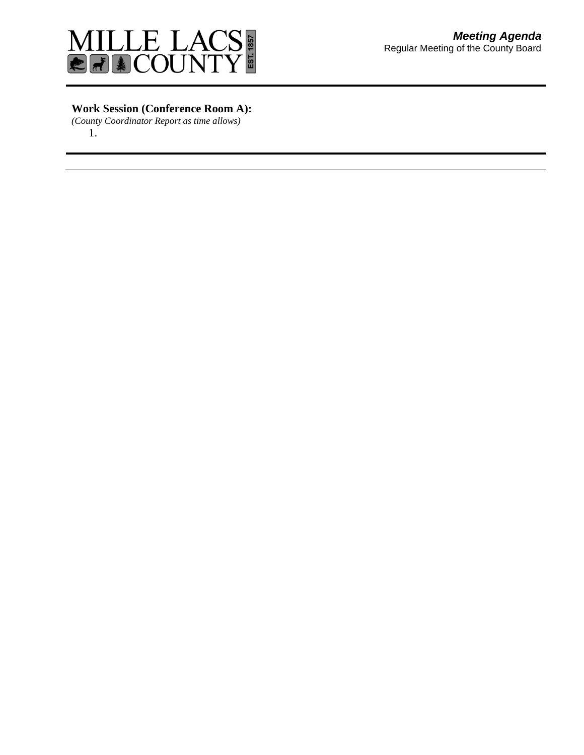**Work Session (Conference Room A):**

*(County Coordinator Report as time allows)*

1.